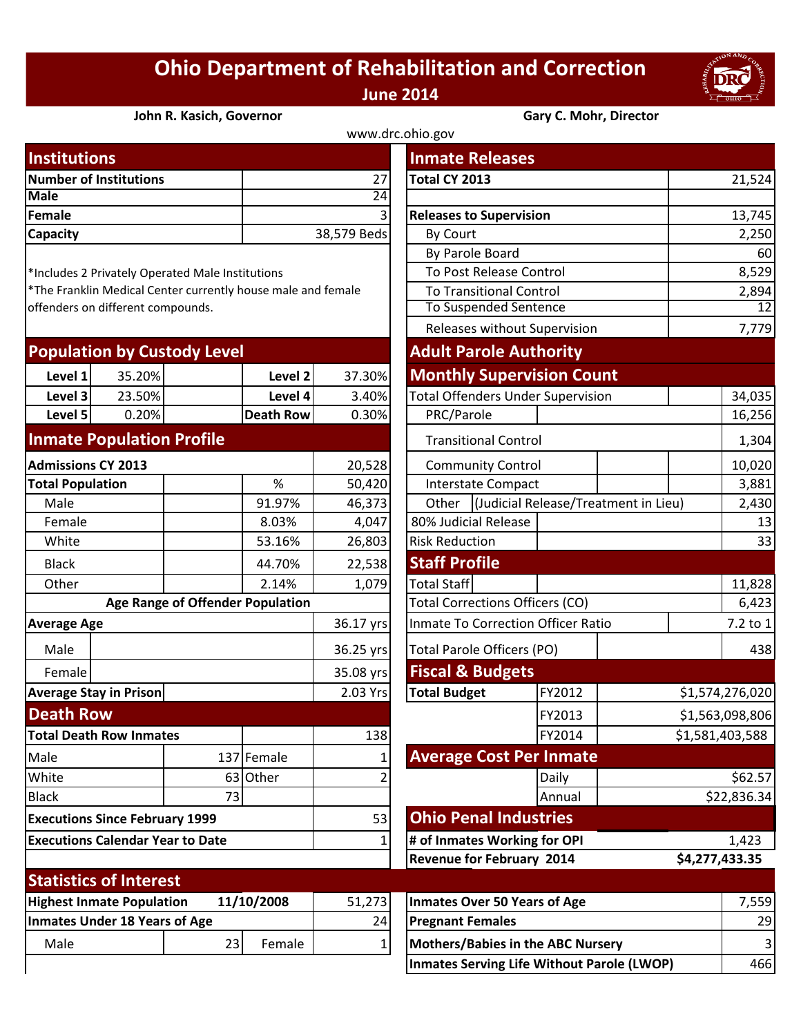# Ohio Department of Rehabilitation and Correction

**June 2014**

**John R. Kasich, Governor** | **Gary C. Mohr, Director**

www.drc.ohio.gov

## Institutions

| | |
|---|---|
| **Number of Institutions** | 27 |
| **Male** | 24 |
| **Female** | 3 |
| **Capacity** | 38,579 Beds |

*Includes 2 Privately Operated Male Institutions
*The Franklin Medical Center currently house male and female offenders on different compounds.

## Population by Custody Level

| | | | |
|---|---|---|---|
| **Level 1** | 35.20% | **Level 2** | 37.30% |
| **Level 3** | 23.50% | **Level 4** | 3.40% |
| **Level 5** | 0.20% | **Death Row** | 0.30% |

## Inmate Population Profile

| | | |
|---|---|---|
| **Admissions CY 2013** | | 20,528 |
| **Total Population** | % | 50,420 |
| Male | 91.97% | 46,373 |
| Female | 8.03% | 4,047 |
| White | 53.16% | 26,803 |
| Black | 44.70% | 22,538 |
| Other | 2.14% | 1,079 |

**Age Range of Offender Population**

| | |
|---|---|
| **Average Age** | 36.17 yrs |
| Male | 36.25 yrs |
| Female | 35.08 yrs |
| **Average Stay in Prison** | 2.03 Yrs |

## Death Row

| | | | |
|---|---|---|---|
| **Total Death Row Inmates** | | | 138 |
| Male | 137 | Female | 1 |
| White | 63 | Other | 2 |
| Black | 73 | | |
| **Executions Since February 1999** | | | 53 |
| **Executions Calendar Year to Date** | | | 1 |

## Inmate Releases

| | |
|---|---|
| **Total CY 2013** | 21,524 |
| **Releases to Supervision** | 13,745 |
| By Court | 2,250 |
| By Parole Board | 60 |
| To Post Release Control | 8,529 |
| To Transitional Control | 2,894 |
| To Suspended Sentence | 12 |
| Releases without Supervision | 7,779 |

## Adult Parole Authority

## Monthly Supervision Count

| | |
|---|---|
| Total Offenders Under Supervision | 34,035 |
| PRC/Parole | 16,256 |
| Transitional Control | 1,304 |
| Community Control | 10,020 |
| Interstate Compact | 3,881 |
| Other (Judicial Release/Treatment in Lieu) | 2,430 |
| 80% Judicial Release | 13 |
| Risk Reduction | 33 |

## Staff Profile

| | |
|---|---|
| Total Staff | 11,828 |
| Total Corrections Officers (CO) | 6,423 |
| Inmate To Correction Officer Ratio | 7.2 to 1 |
| Total Parole Officers (PO) | 438 |

## Fiscal & Budgets

| | | |
|---|---|---|
| **Total Budget** | FY2012 | $1,574,276,020 |
| | FY2013 | $1,563,098,806 |
| | FY2014 | $1,581,403,588 |

## Average Cost Per Inmate

| | |
|---|---|
| Daily | $62.57 |
| Annual | $22,836.34 |

## Ohio Penal Industries

| | |
|---|---|
| **# of Inmates Working for OPI** | 1,423 |
| **Revenue for February 2014** | **$4,277,433.35** |

## Statistics of Interest

| | | | |
|---|---|---|---|
| **Highest Inmate Population** | **11/10/2008** | | 51,273 |
| **Inmates Under 18 Years of Age** | | | 24 |
| Male | 23 | Female | 1 |

| | |
|---|---|
| **Inmates Over 50 Years of Age** | 7,559 |
| **Pregnant Females** | 29 |
| **Mothers/Babies in the ABC Nursery** | 3 |
| **Inmates Serving Life Without Parole (LWOP)** | 466 |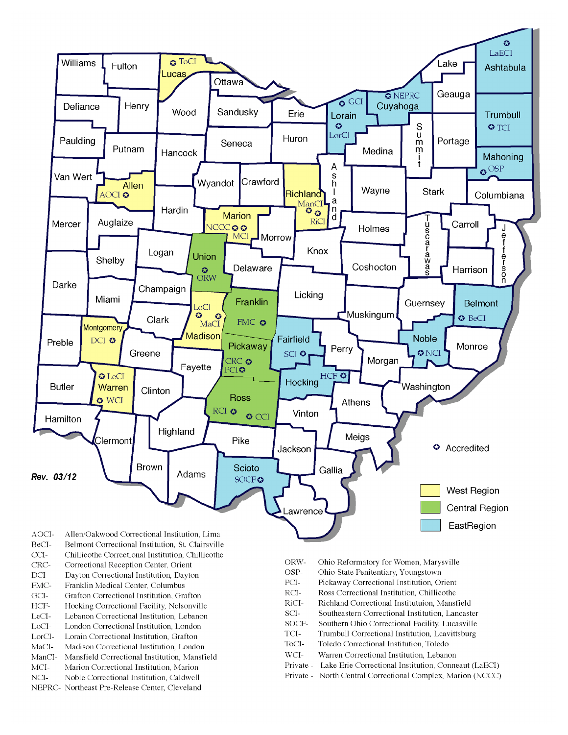Rev. 03/12

✪ Accredited

- West Region
- Central Region
- EastRegion

| | |
|---|---|
| AOCI- | Allen/Oakwood Correctional Institution, Lima |
| BeCI- | Belmont Correctional Institution, St. Clairsville |
| CCI- | Chillicothe Correctional Institution, Chillicothe |
| CRC- | Correctional Reception Center, Orient |
| DCI- | Dayton Correctional Institution, Dayton |
| FMC- | Franklin Medical Center, Columbus |
| GCI- | Grafton Correctional Institution, Grafton |
| HCF- | Hocking Correctional Facility, Nelsonville |
| LeCI- | Lebanon Correctional Institution, Lebanon |
| LoCI- | London Correctional Institution, London |
| LorCI- | Lorain Correctional Institution, Grafton |
| MaCI- | Madison Correctional Institution, London |
| ManCI- | Mansfield Correctional Institution, Mansfield |
| MCI- | Marion Correctional Institution, Marion |
| NCI- | Noble Correctional Institution, Caldwell |
| NEPRC- | Northeast Pre-Release Center, Cleveland |
| ORW- | Ohio Reformatory for Women, Marysville |
| OSP- | Ohio State Penitentiary, Youngstown |
| PCI- | Pickaway Correctional Institution, Orient |
| RCI- | Ross Correctional Institution, Chillicothe |
| RiCI- | Richland Correctional Instituttuion, Mansfield |
| SCI- | Southeastern Correctional Institution, Lancaster |
| SOCF- | Southern Ohio Correctional Facility, Lucasville |
| TCI- | Trumbull Correctional Institution, Leavittsburg |
| ToCI- | Toledo Correctional Institution, Toledo |
| WCI- | Warren Correctional Institution, Lebanon |
| Private - | Lake Erie Correctional Institution, Conneaut (LaECI) |
| Private - | North Central Correctional Complex, Marion (NCCC) |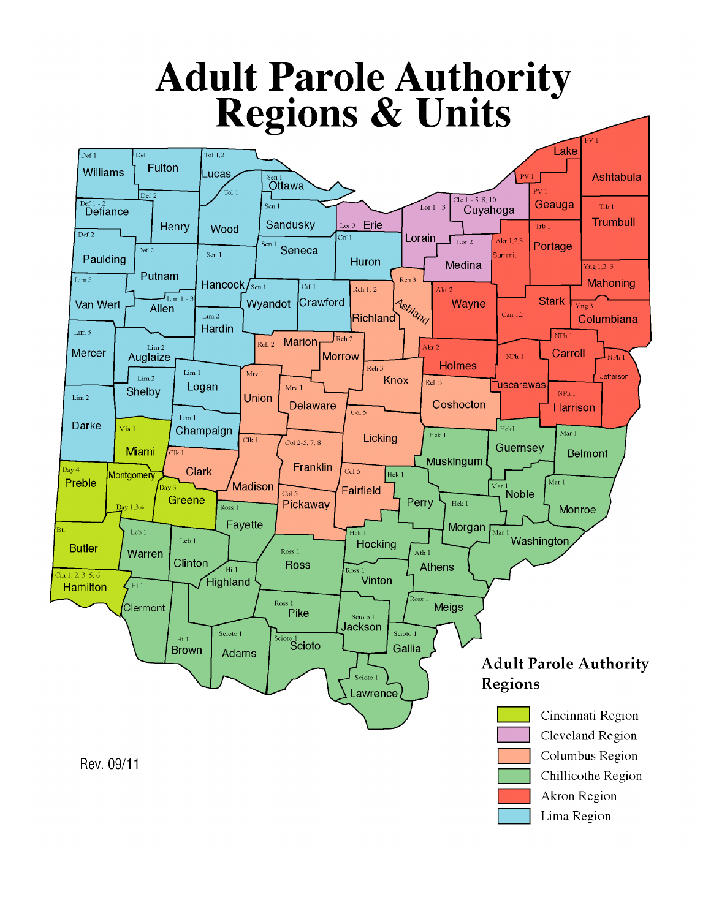# Adult Parole Authority Regions & Units

Def 1 Williams
Def 1 Fulton
Tol 1,2 Lucas
Sen 1 Ottawa
Def 1 - 2 Defiance
Def 2 Henry
Tol 1 Wood
Sen 1 Sandusky
Lor 3 Erie
Lor 1 - 3 Lorain
Cle 1 - 5, 8, 10 Cuyahoga
Lake
PV 1 Ashtabula
PV 1 Geauga
Trb 1 Trumbull
Def 2 Paulding
Def 2 Putnam
Sen 1 Hancock
Sen 1 Seneca
Crf 1 Huron
Lor 2 Medina
Akr 1,2,3 Summit
Trb 1 Portage
Yng 1,2, 3 Mahoning
Lim 3 Van Wert
Lim 1 - 3 Allen
Sen 1 Wyandot
Crf 1 Crawford
Rch 1, 2 Richland
Rch 3 Ashland
Akr 2 Wayne
Can 1,3 Stark
Yng 3 Columbiana
Lim 3 Mercer
Lim 2 Auglaize
Lim 2 Hardin
Rch 2 Marion
Rch 2 Morrow
Akr 2 Holmes
NPh 1 Carroll
NPh 1 Jefferson
Lim 2 Shelby
Lim 1 Logan
Mrv 1 Union
Mrv 1 Delaware
Rch 3 Knox
NPh 1 Tuscarawas
NPh 1 Harrison
Rch 3 Coshocton
Lim 2 Darke
Mia 1 Miami
Lim 1 Champaign
Col 5 Licking
Hck1 Guernsey
Mar 1 Belmont
Day 4 Preble
Montgomery
Day 1,3,4
Clk 1 Clark
Clk 1 Madison
Col 2-5, 7, 8 Franklin
Hck 1 Muskingum
Mar 1 Noble
Mar 1 Monroe
Day 3 Greene
Ross 1 Fayette
Col 5 Pickaway
Col 5 Fairfield
Hck 1 Perry
Hck 1 Morgan
Btl Butler
Leb 1 Warren
Leb 1 Clinton
Hck 1 Hocking
Ath 1 Athens
Mar 1 Washington
Ross 1 Ross
Hi 1 Highland
Cin 1, 2, 3, 5, 6 Hamilton
Hi 1 Clermont
Ross 1 Vinton
Ross 1 Meigs
Ross 1 Pike
Sciote 1 Jackson
Hi 1 Brown
Scioto 1 Adams
Scioto 1 Scioto
Scioto 1 Gallia
Scioto 1 Lawrence

## Adult Parole Authority Regions

- Cincinnati Region
- Cleveland Region
- Columbus Region
- Chillicothe Region
- Akron Region
- Lima Region

Rev. 09/11